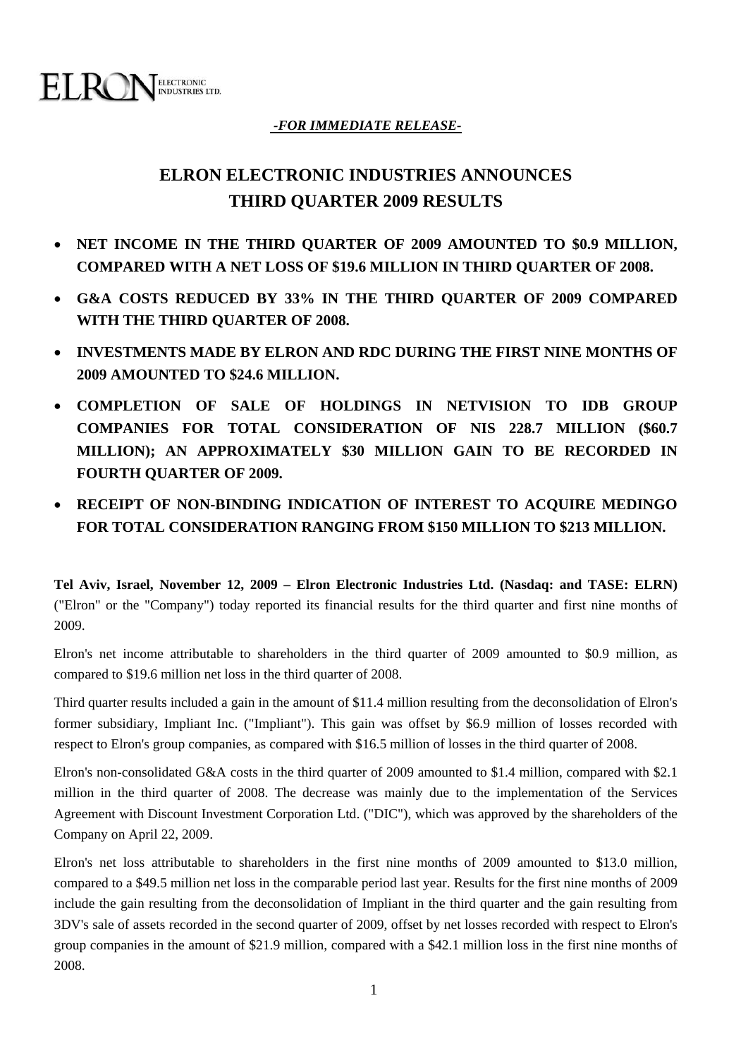ELRON ELECTRONIC INDUSTRIES LTD.

***-FOR IMMEDIATE RELEASE-***

# ELRON ELECTRONIC INDUSTRIES ANNOUNCES THIRD QUARTER 2009 RESULTS

- **NET INCOME IN THE THIRD QUARTER OF 2009 AMOUNTED TO $0.9 MILLION, COMPARED WITH A NET LOSS OF $19.6 MILLION IN THIRD QUARTER OF 2008.**
- **G&A COSTS REDUCED BY 33% IN THE THIRD QUARTER OF 2009 COMPARED WITH THE THIRD QUARTER OF 2008.**
- **INVESTMENTS MADE BY ELRON AND RDC DURING THE FIRST NINE MONTHS OF 2009 AMOUNTED TO $24.6 MILLION.**
- **COMPLETION OF SALE OF HOLDINGS IN NETVISION TO IDB GROUP COMPANIES FOR TOTAL CONSIDERATION OF NIS 228.7 MILLION ($60.7 MILLION); AN APPROXIMATELY $30 MILLION GAIN TO BE RECORDED IN FOURTH QUARTER OF 2009.**
- **RECEIPT OF NON-BINDING INDICATION OF INTEREST TO ACQUIRE MEDINGO FOR TOTAL CONSIDERATION RANGING FROM $150 MILLION TO $213 MILLION.**

**Tel Aviv, Israel, November 12, 2009 – Elron Electronic Industries Ltd. (Nasdaq: and TASE: ELRN)** ("Elron" or the "Company") today reported its financial results for the third quarter and first nine months of 2009.

Elron's net income attributable to shareholders in the third quarter of 2009 amounted to $0.9 million, as compared to $19.6 million net loss in the third quarter of 2008.

Third quarter results included a gain in the amount of $11.4 million resulting from the deconsolidation of Elron's former subsidiary, Impliant Inc. ("Impliant"). This gain was offset by $6.9 million of losses recorded with respect to Elron's group companies, as compared with $16.5 million of losses in the third quarter of 2008.

Elron's non-consolidated G&A costs in the third quarter of 2009 amounted to $1.4 million, compared with $2.1 million in the third quarter of 2008. The decrease was mainly due to the implementation of the Services Agreement with Discount Investment Corporation Ltd. ("DIC"), which was approved by the shareholders of the Company on April 22, 2009.

Elron's net loss attributable to shareholders in the first nine months of 2009 amounted to $13.0 million, compared to a $49.5 million net loss in the comparable period last year. Results for the first nine months of 2009 include the gain resulting from the deconsolidation of Impliant in the third quarter and the gain resulting from 3DV's sale of assets recorded in the second quarter of 2009, offset by net losses recorded with respect to Elron's group companies in the amount of $21.9 million, compared with a $42.1 million loss in the first nine months of 2008.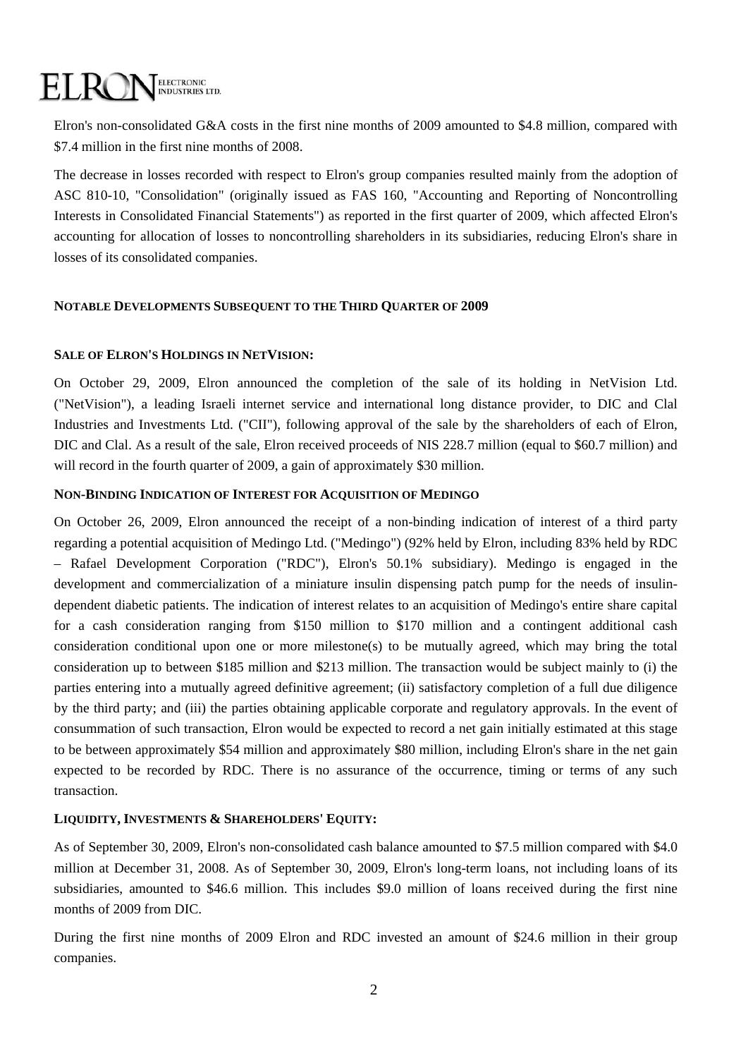Elron's non-consolidated G&A costs in the first nine months of 2009 amounted to \$4.8 million, compared with \$7.4 million in the first nine months of 2008.

The decrease in losses recorded with respect to Elron's group companies resulted mainly from the adoption of ASC 810-10, "Consolidation" (originally issued as FAS 160, "Accounting and Reporting of Noncontrolling Interests in Consolidated Financial Statements") as reported in the first quarter of 2009, which affected Elron's accounting for allocation of losses to noncontrolling shareholders in its subsidiaries, reducing Elron's share in losses of its consolidated companies.

## NOTABLE DEVELOPMENTS SUBSEQUENT TO THE THIRD QUARTER OF 2009

### SALE OF ELRON'S HOLDINGS IN NETVISION:

On October 29, 2009, Elron announced the completion of the sale of its holding in NetVision Ltd. ("NetVision"), a leading Israeli internet service and international long distance provider, to DIC and Clal Industries and Investments Ltd. ("CII"), following approval of the sale by the shareholders of each of Elron, DIC and Clal. As a result of the sale, Elron received proceeds of NIS 228.7 million (equal to \$60.7 million) and will record in the fourth quarter of 2009, a gain of approximately \$30 million.

### NON-BINDING INDICATION OF INTEREST FOR ACQUISITION OF MEDINGO

On October 26, 2009, Elron announced the receipt of a non-binding indication of interest of a third party regarding a potential acquisition of Medingo Ltd. ("Medingo") (92% held by Elron, including 83% held by RDC – Rafael Development Corporation ("RDC"), Elron's 50.1% subsidiary). Medingo is engaged in the development and commercialization of a miniature insulin dispensing patch pump for the needs of insulin-dependent diabetic patients. The indication of interest relates to an acquisition of Medingo's entire share capital for a cash consideration ranging from \$150 million to \$170 million and a contingent additional cash consideration conditional upon one or more milestone(s) to be mutually agreed, which may bring the total consideration up to between \$185 million and \$213 million. The transaction would be subject mainly to (i) the parties entering into a mutually agreed definitive agreement; (ii) satisfactory completion of a full due diligence by the third party; and (iii) the parties obtaining applicable corporate and regulatory approvals. In the event of consummation of such transaction, Elron would be expected to record a net gain initially estimated at this stage to be between approximately \$54 million and approximately \$80 million, including Elron's share in the net gain expected to be recorded by RDC. There is no assurance of the occurrence, timing or terms of any such transaction.

### LIQUIDITY, INVESTMENTS & SHAREHOLDERS' EQUITY:

As of September 30, 2009, Elron's non-consolidated cash balance amounted to \$7.5 million compared with \$4.0 million at December 31, 2008. As of September 30, 2009, Elron's long-term loans, not including loans of its subsidiaries, amounted to \$46.6 million. This includes \$9.0 million of loans received during the first nine months of 2009 from DIC.

During the first nine months of 2009 Elron and RDC invested an amount of \$24.6 million in their group companies.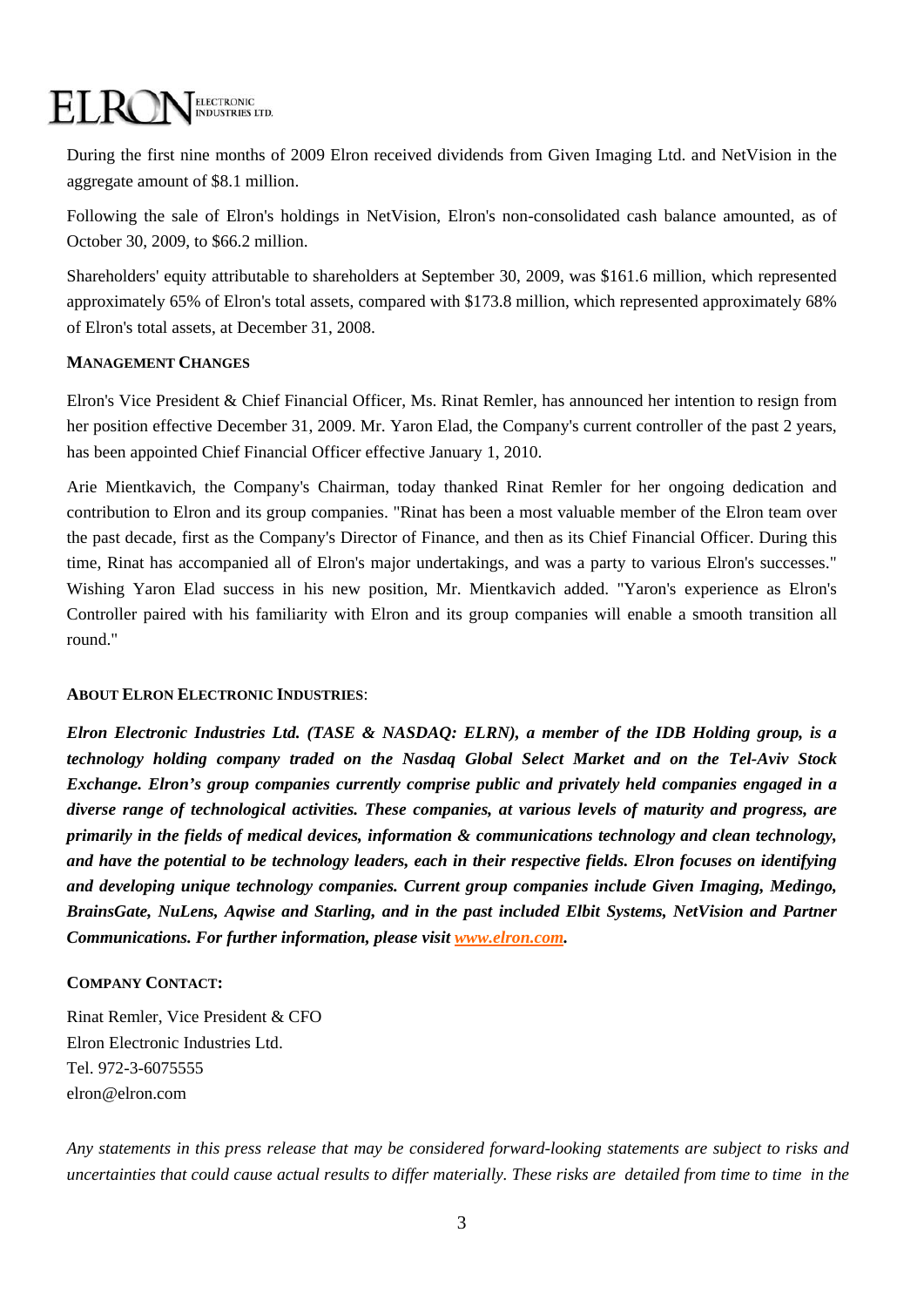During the first nine months of 2009 Elron received dividends from Given Imaging Ltd. and NetVision in the aggregate amount of $8.1 million.

Following the sale of Elron's holdings in NetVision, Elron's non-consolidated cash balance amounted, as of October 30, 2009, to $66.2 million.

Shareholders' equity attributable to shareholders at September 30, 2009, was $161.6 million, which represented approximately 65% of Elron's total assets, compared with $173.8 million, which represented approximately 68% of Elron's total assets, at December 31, 2008.

**MANAGEMENT CHANGES**

Elron's Vice President & Chief Financial Officer, Ms. Rinat Remler, has announced her intention to resign from her position effective December 31, 2009. Mr. Yaron Elad, the Company's current controller of the past 2 years, has been appointed Chief Financial Officer effective January 1, 2010.

Arie Mientkavich, the Company's Chairman, today thanked Rinat Remler for her ongoing dedication and contribution to Elron and its group companies. "Rinat has been a most valuable member of the Elron team over the past decade, first as the Company's Director of Finance, and then as its Chief Financial Officer. During this time, Rinat has accompanied all of Elron's major undertakings, and was a party to various Elron's successes." Wishing Yaron Elad success in his new position, Mr. Mientkavich added. "Yaron's experience as Elron's Controller paired with his familiarity with Elron and its group companies will enable a smooth transition all round."

**ABOUT ELRON ELECTRONIC INDUSTRIES**:

***Elron Electronic Industries Ltd. (TASE & NASDAQ: ELRN), a member of the IDB Holding group, is a technology holding company traded on the Nasdaq Global Select Market and on the Tel-Aviv Stock Exchange. Elron's group companies currently comprise public and privately held companies engaged in a diverse range of technological activities. These companies, at various levels of maturity and progress, are primarily in the fields of medical devices, information & communications technology and clean technology, and have the potential to be technology leaders, each in their respective fields. Elron focuses on identifying and developing unique technology companies. Current group companies include Given Imaging, Medingo, BrainsGate, NuLens, Aqwise and Starling, and in the past included Elbit Systems, NetVision and Partner Communications. For further information, please visit [www.elron.com](http://www.elron.com).***

**COMPANY CONTACT:**

Rinat Remler, Vice President & CFO
Elron Electronic Industries Ltd.
Tel. 972-3-6075555
elron@elron.com

*Any statements in this press release that may be considered forward-looking statements are subject to risks and uncertainties that could cause actual results to differ materially. These risks are detailed from time to time in the*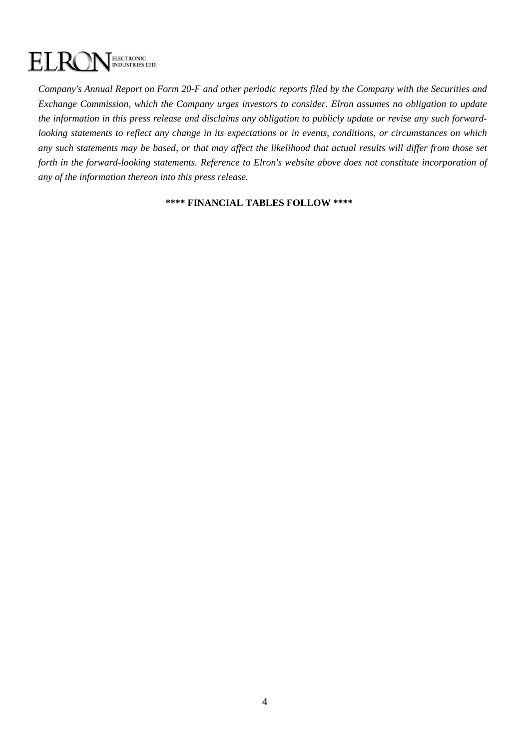*Company's Annual Report on Form 20-F and other periodic reports filed by the Company with the Securities and Exchange Commission, which the Company urges investors to consider. Elron assumes no obligation to update the information in this press release and disclaims any obligation to publicly update or revise any such forward-looking statements to reflect any change in its expectations or in events, conditions, or circumstances on which any such statements may be based, or that may affect the likelihood that actual results will differ from those set forth in the forward-looking statements. Reference to Elron's website above does not constitute incorporation of any of the information thereon into this press release.*

**\*\*\*\* FINANCIAL TABLES FOLLOW \*\*\*\***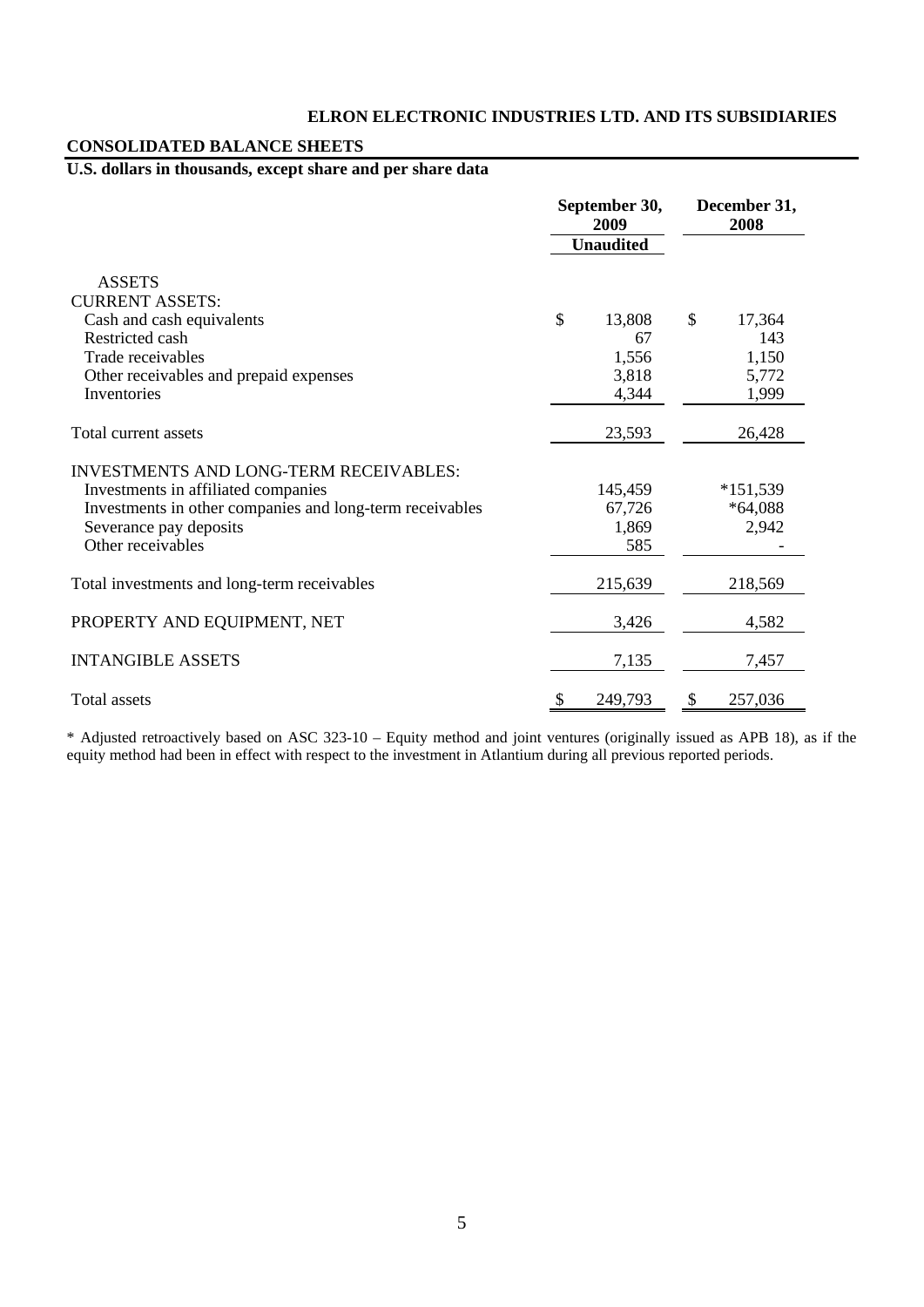**ELRON ELECTRONIC INDUSTRIES LTD. AND ITS SUBSIDIARIES**

**CONSOLIDATED BALANCE SHEETS**

**U.S. dollars in thousands, except share and per share data**

| | September 30, 2009 | December 31, 2008 |
|---|---|---|
| | Unaudited | |
| ASSETS | | |
| CURRENT ASSETS: | | |
| Cash and cash equivalents | $ 13,808 | $ 17,364 |
| Restricted cash | 67 | 143 |
| Trade receivables | 1,556 | 1,150 |
| Other receivables and prepaid expenses | 3,818 | 5,772 |
| Inventories | 4,344 | 1,999 |
| Total current assets | 23,593 | 26,428 |
| INVESTMENTS AND LONG-TERM RECEIVABLES: | | |
| Investments in affiliated companies | 145,459 | *151,539 |
| Investments in other companies and long-term receivables | 67,726 | *64,088 |
| Severance pay deposits | 1,869 | 2,942 |
| Other receivables | 585 | - |
| Total investments and long-term receivables | 215,639 | 218,569 |
| PROPERTY AND EQUIPMENT, NET | 3,426 | 4,582 |
| INTANGIBLE ASSETS | 7,135 | 7,457 |
| Total assets | $ 249,793 | $ 257,036 |

* Adjusted retroactively based on ASC 323-10 – Equity method and joint ventures (originally issued as APB 18), as if the equity method had been in effect with respect to the investment in Atlantium during all previous reported periods.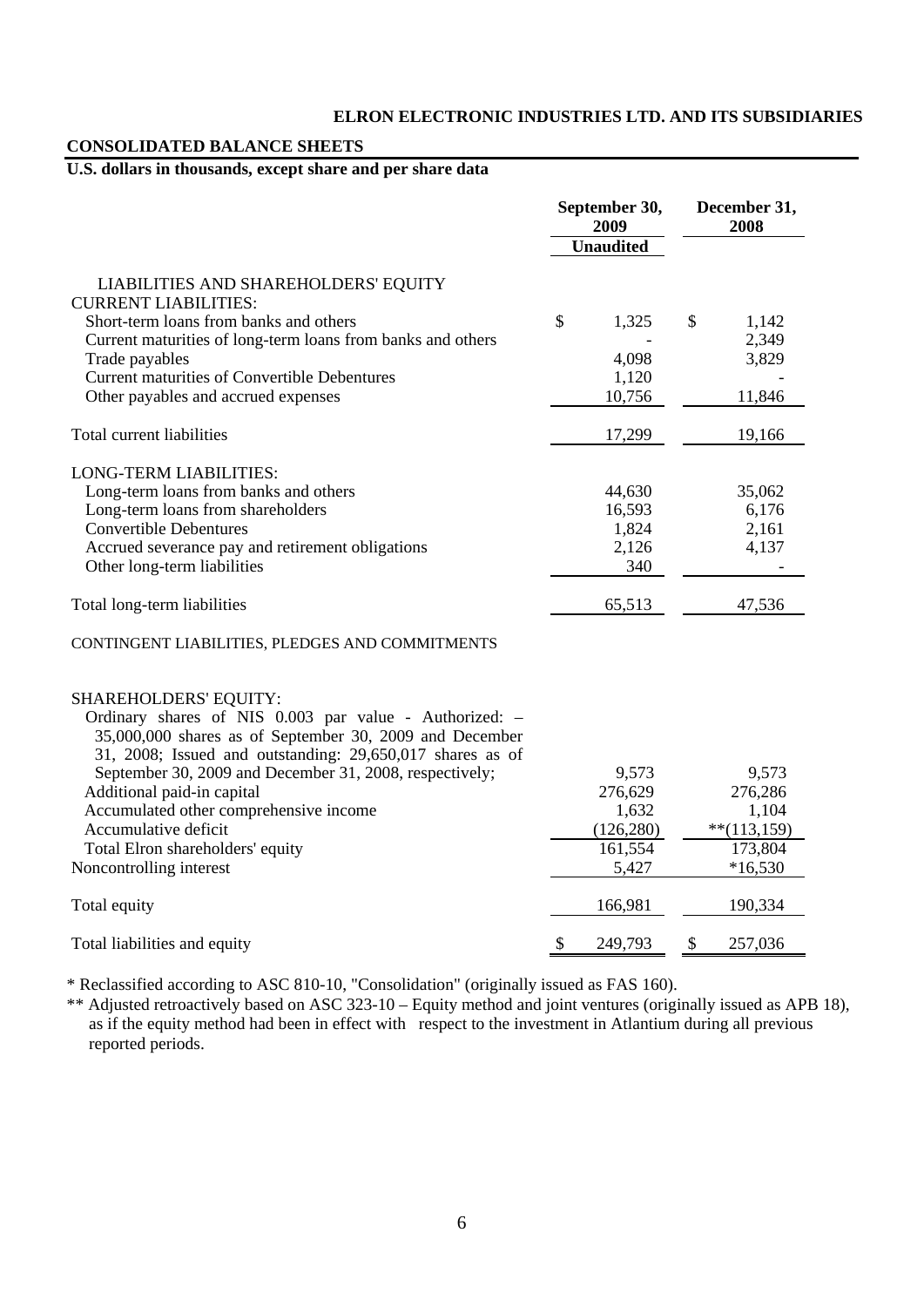**ELRON ELECTRONIC INDUSTRIES LTD. AND ITS SUBSIDIARIES**

**CONSOLIDATED BALANCE SHEETS**

**U.S. dollars in thousands, except share and per share data**

| | September 30, 2009 | December 31, 2008 |
|---|---|---|
| | Unaudited | |
| LIABILITIES AND SHAREHOLDERS' EQUITY | | |
| CURRENT LIABILITIES: | | |
| Short-term loans from banks and others | $ 1,325 | $ 1,142 |
| Current maturities of long-term loans from banks and others | - | 2,349 |
| Trade payables | 4,098 | 3,829 |
| Current maturities of Convertible Debentures | 1,120 | - |
| Other payables and accrued expenses | 10,756 | 11,846 |
| Total current liabilities | 17,299 | 19,166 |
| LONG-TERM LIABILITIES: | | |
| Long-term loans from banks and others | 44,630 | 35,062 |
| Long-term loans from shareholders | 16,593 | 6,176 |
| Convertible Debentures | 1,824 | 2,161 |
| Accrued severance pay and retirement obligations | 2,126 | 4,137 |
| Other long-term liabilities | 340 | - |
| Total long-term liabilities | 65,513 | 47,536 |
| CONTINGENT LIABILITIES, PLEDGES AND COMMITMENTS | | |
| SHAREHOLDERS' EQUITY: | | |
| Ordinary shares of NIS 0.003 par value - Authorized: – 35,000,000 shares as of September 30, 2009 and December 31, 2008; Issued and outstanding: 29,650,017 shares as of September 30, 2009 and December 31, 2008, respectively; | 9,573 | 9,573 |
| Additional paid-in capital | 276,629 | 276,286 |
| Accumulated other comprehensive income | 1,632 | 1,104 |
| Accumulative deficit | (126,280) | **(113,159) |
| Total Elron shareholders' equity | 161,554 | 173,804 |
| Noncontrolling interest | 5,427 | *16,530 |
| Total equity | 166,981 | 190,334 |
| Total liabilities and equity | $ 249,793 | $ 257,036 |

\* Reclassified according to ASC 810-10, "Consolidation" (originally issued as FAS 160).

\*\* Adjusted retroactively based on ASC 323-10 – Equity method and joint ventures (originally issued as APB 18), as if the equity method had been in effect with respect to the investment in Atlantium during all previous reported periods.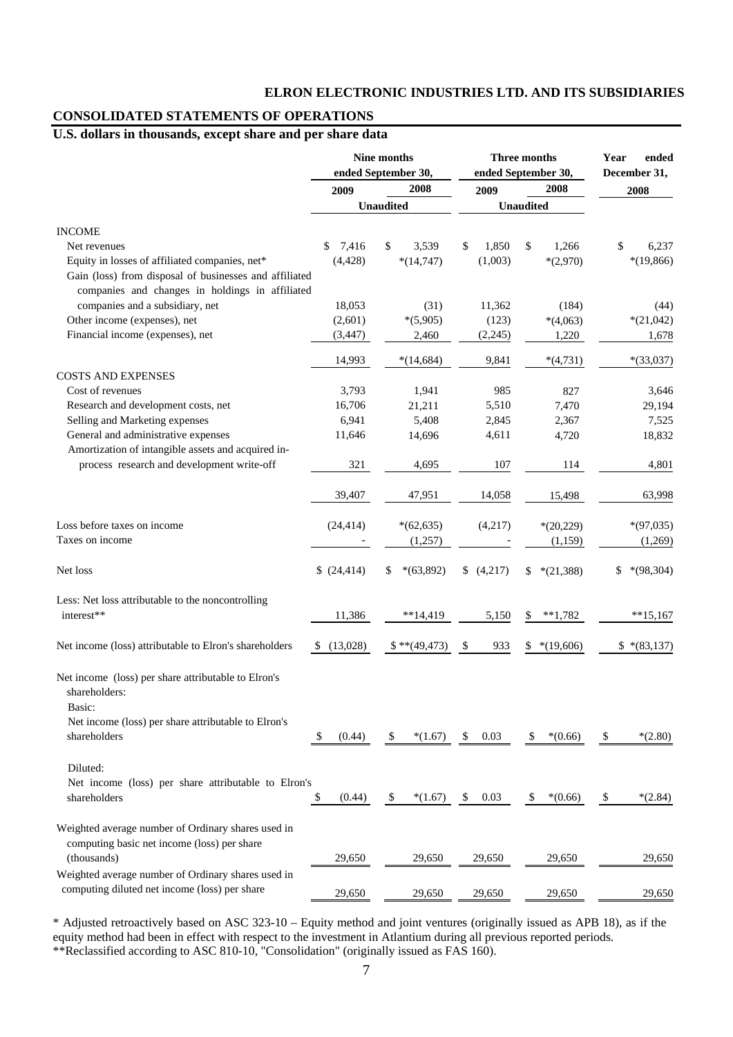**ELRON ELECTRONIC INDUSTRIES LTD. AND ITS SUBSIDIARIES**

## CONSOLIDATED STATEMENTS OF OPERATIONS

### U.S. dollars in thousands, except share and per share data

| | Nine months ended September 30, | | Three months ended September 30, | | Year ended December 31, |
|---|---|---|---|---|---|
| | 2009 | 2008 | 2009 | 2008 | 2008 |
| | Unaudited | | Unaudited | | |
| INCOME | | | | | |
| Net revenues | $ 7,416 | $ 3,539 | $ 1,850 | $ 1,266 | $ 6,237 |
| Equity in losses of affiliated companies, net* | (4,428) | *(14,747) | (1,003) | *(2,970) | *(19,866) |
| Gain (loss) from disposal of businesses and affiliated companies and changes in holdings in affiliated companies and a subsidiary, net | 18,053 | (31) | 11,362 | (184) | (44) |
| Other income (expenses), net | (2,601) | *(5,905) | (123) | *(4,063) | *(21,042) |
| Financial income (expenses), net | (3,447) | 2,460 | (2,245) | 1,220 | 1,678 |
| | 14,993 | *(14,684) | 9,841 | *(4,731) | *(33,037) |
| COSTS AND EXPENSES | | | | | |
| Cost of revenues | 3,793 | 1,941 | 985 | 827 | 3,646 |
| Research and development costs, net | 16,706 | 21,211 | 5,510 | 7,470 | 29,194 |
| Selling and Marketing expenses | 6,941 | 5,408 | 2,845 | 2,367 | 7,525 |
| General and administrative expenses | 11,646 | 14,696 | 4,611 | 4,720 | 18,832 |
| Amortization of intangible assets and acquired in-process research and development write-off | 321 | 4,695 | 107 | 114 | 4,801 |
| | 39,407 | 47,951 | 14,058 | 15,498 | 63,998 |
| Loss before taxes on income | (24,414) | *(62,635) | (4,217) | *(20,229) | *(97,035) |
| Taxes on income | - | (1,257) | - | (1,159) | (1,269) |
| Net loss | $ (24,414) | $ *(63,892) | $ (4,217) | $ *(21,388) | $ *(98,304) |
| Less: Net loss attributable to the noncontrolling interest** | 11,386 | **14,419 | 5,150 | $ **1,782 | **15,167 |
| Net income (loss) attributable to Elron's shareholders | $ (13,028) | $ **(49,473) | $ 933 | $ *(19,606) | $ *(83,137) |
| Net income (loss) per share attributable to Elron's shareholders: | | | | | |
| Basic: | | | | | |
| Net income (loss) per share attributable to Elron's shareholders | $ (0.44) | $ *(1.67) | $ 0.03 | $ *(0.66) | $ *(2.80) |
| Diluted: | | | | | |
| Net income (loss) per share attributable to Elron's shareholders | $ (0.44) | $ *(1.67) | $ 0.03 | $ *(0.66) | $ *(2.84) |
| Weighted average number of Ordinary shares used in computing basic net income (loss) per share (thousands) | 29,650 | 29,650 | 29,650 | 29,650 | 29,650 |
| Weighted average number of Ordinary shares used in computing diluted net income (loss) per share | 29,650 | 29,650 | 29,650 | 29,650 | 29,650 |

* Adjusted retroactively based on ASC 323-10 – Equity method and joint ventures (originally issued as APB 18), as if the equity method had been in effect with respect to the investment in Atlantium during all previous reported periods.
**Reclassified according to ASC 810-10, "Consolidation" (originally issued as FAS 160).